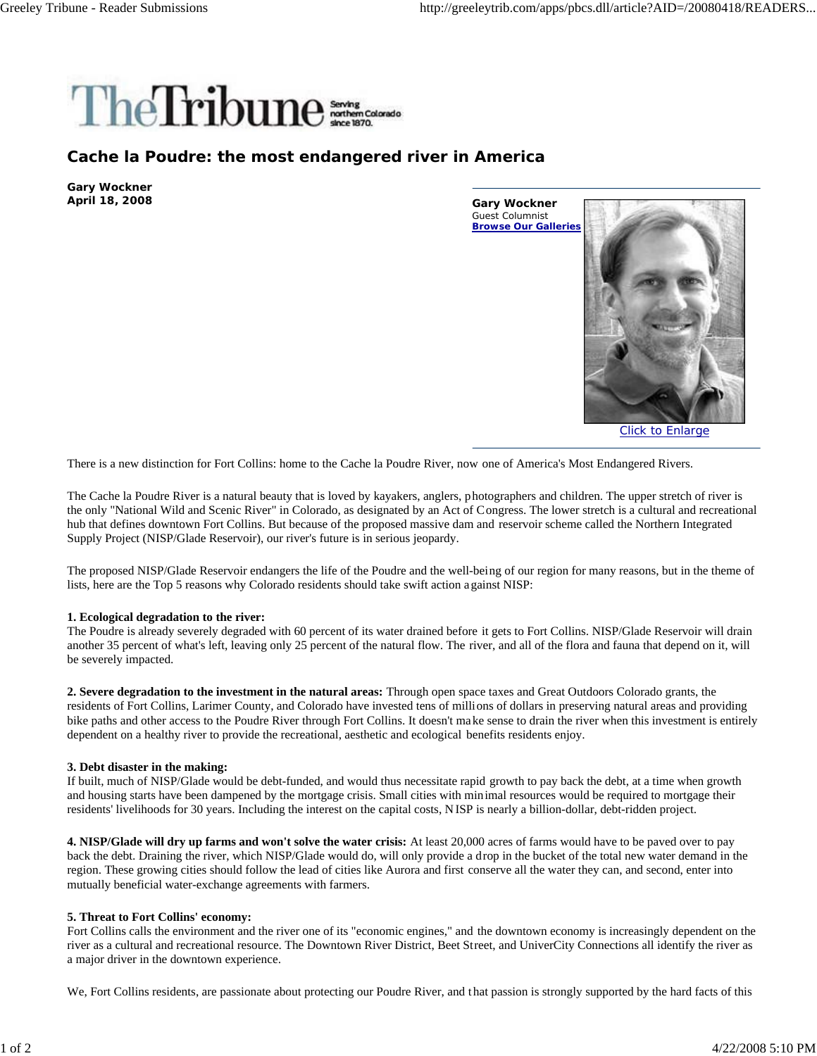# Cache la Poudre: the most endangered river in America

**Gary Wockner**
**April 18, 2008**

**Gary Wockner**
Guest Columnist
**Browse Our Galleries**

Click to Enlarge

There is a new distinction for Fort Collins: home to the Cache la Poudre River, now one of America's Most Endangered Rivers.

The Cache la Poudre River is a natural beauty that is loved by kayakers, anglers, photographers and children. The upper stretch of river is the only "National Wild and Scenic River" in Colorado, as designated by an Act of Congress. The lower stretch is a cultural and recreational hub that defines downtown Fort Collins. But because of the proposed massive dam and reservoir scheme called the Northern Integrated Supply Project (NISP/Glade Reservoir), our river's future is in serious jeopardy.

The proposed NISP/Glade Reservoir endangers the life of the Poudre and the well-being of our region for many reasons, but in the theme of lists, here are the Top 5 reasons why Colorado residents should take swift action against NISP:

**1. Ecological degradation to the river:**
The Poudre is already severely degraded with 60 percent of its water drained before it gets to Fort Collins. NISP/Glade Reservoir will drain another 35 percent of what's left, leaving only 25 percent of the natural flow. The river, and all of the flora and fauna that depend on it, will be severely impacted.

**2. Severe degradation to the investment in the natural areas:** Through open space taxes and Great Outdoors Colorado grants, the residents of Fort Collins, Larimer County, and Colorado have invested tens of millions of dollars in preserving natural areas and providing bike paths and other access to the Poudre River through Fort Collins. It doesn't make sense to drain the river when this investment is entirely dependent on a healthy river to provide the recreational, aesthetic and ecological benefits residents enjoy.

**3. Debt disaster in the making:**
If built, much of NISP/Glade would be debt-funded, and would thus necessitate rapid growth to pay back the debt, at a time when growth and housing starts have been dampened by the mortgage crisis. Small cities with minimal resources would be required to mortgage their residents' livelihoods for 30 years. Including the interest on the capital costs, NISP is nearly a billion-dollar, debt-ridden project.

**4. NISP/Glade will dry up farms and won't solve the water crisis:** At least 20,000 acres of farms would have to be paved over to pay back the debt. Draining the river, which NISP/Glade would do, will only provide a drop in the bucket of the total new water demand in the region. These growing cities should follow the lead of cities like Aurora and first conserve all the water they can, and second, enter into mutually beneficial water-exchange agreements with farmers.

**5. Threat to Fort Collins' economy:**
Fort Collins calls the environment and the river one of its "economic engines," and the downtown economy is increasingly dependent on the river as a cultural and recreational resource. The Downtown River District, Beet Street, and UniverCity Connections all identify the river as a major driver in the downtown experience.

We, Fort Collins residents, are passionate about protecting our Poudre River, and that passion is strongly supported by the hard facts of this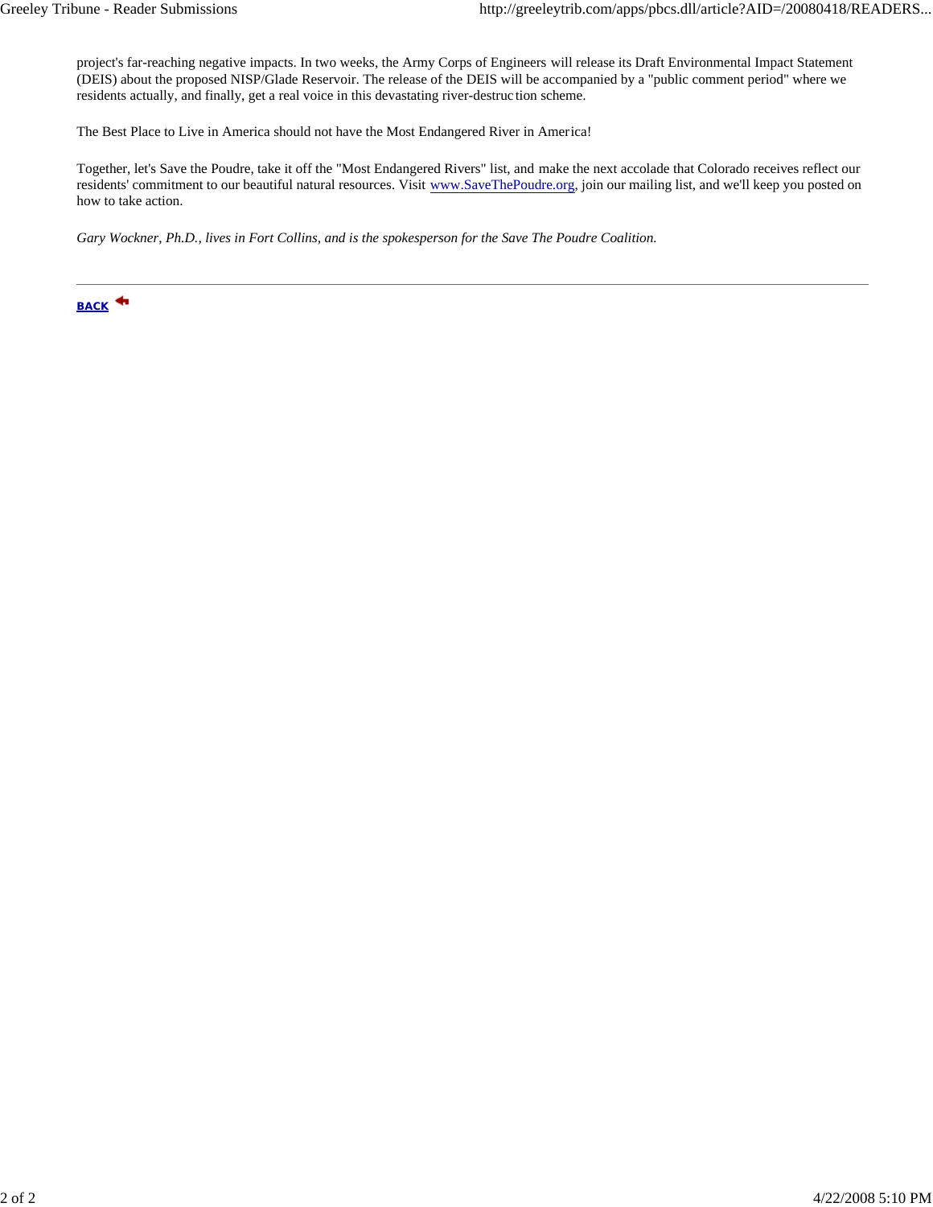project's far-reaching negative impacts. In two weeks, the Army Corps of Engineers will release its Draft Environmental Impact Statement (DEIS) about the proposed NISP/Glade Reservoir. The release of the DEIS will be accompanied by a "public comment period" where we residents actually, and finally, get a real voice in this devastating river-destruction scheme.

The Best Place to Live in America should not have the Most Endangered River in America!

Together, let's Save the Poudre, take it off the "Most Endangered Rivers" list, and make the next accolade that Colorado receives reflect our residents' commitment to our beautiful natural resources. Visit www.SaveThePoudre.org, join our mailing list, and we'll keep you posted on how to take action.

*Gary Wockner, Ph.D., lives in Fort Collins, and is the spokesperson for the Save The Poudre Coalition.*

---

**BACK**